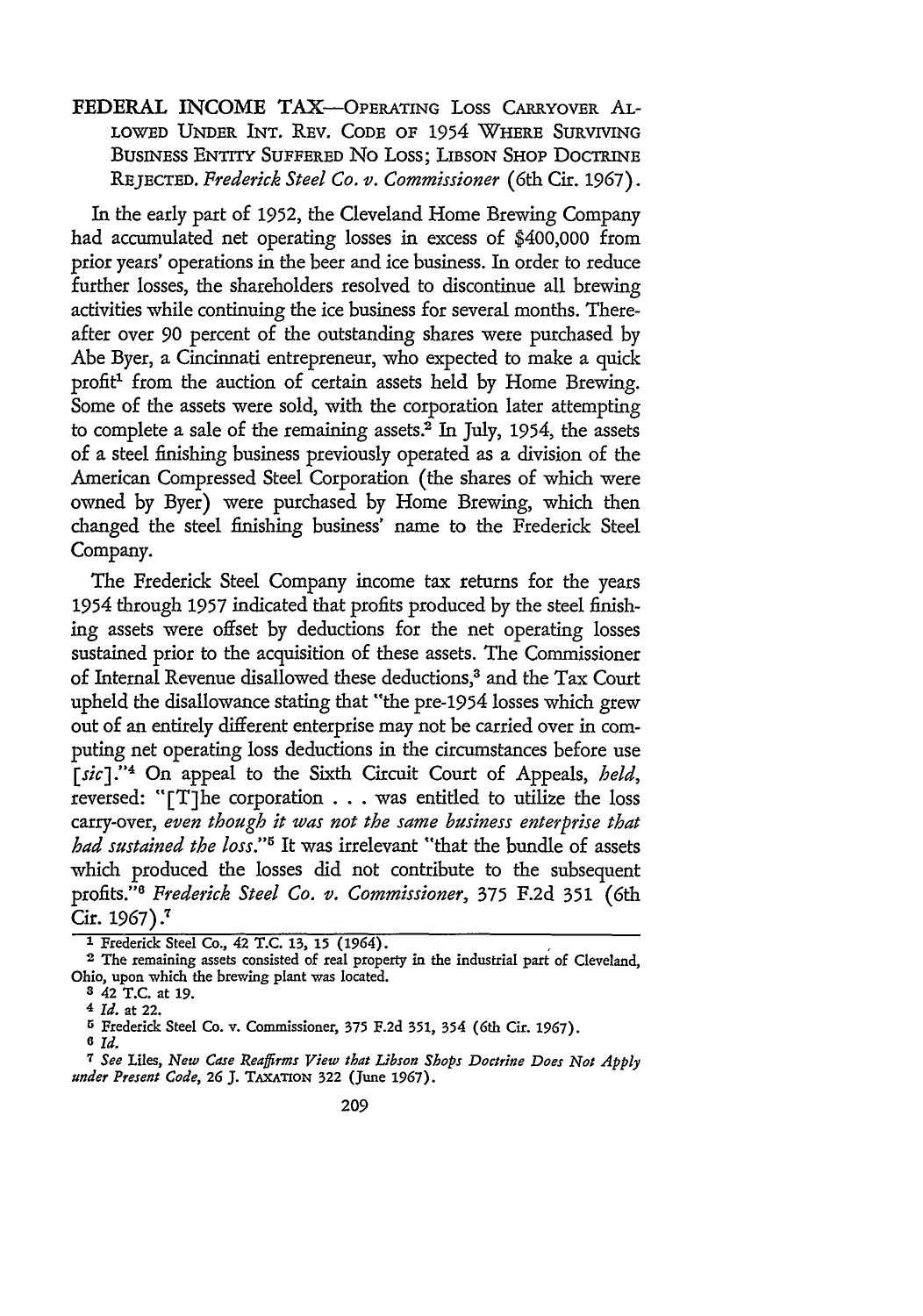**FEDERAL INCOME TAX—OPERATING LOSS CARRYOVER ALLOWED UNDER INT. REV. CODE OF 1954 WHERE SURVIVING BUSINESS ENTITY SUFFERED NO LOSS; LIBSON SHOP DOCTRINE REJECTED.** *Frederick Steel Co. v. Commissioner* (6th Cir. 1967).

In the early part of 1952, the Cleveland Home Brewing Company had accumulated net operating losses in excess of $400,000 from prior years' operations in the beer and ice business. In order to reduce further losses, the shareholders resolved to discontinue all brewing activities while continuing the ice business for several months. Thereafter over 90 percent of the outstanding shares were purchased by Abe Byer, a Cincinnati entrepreneur, who expected to make a quick profit[1] from the auction of certain assets held by Home Brewing. Some of the assets were sold, with the corporation later attempting to complete a sale of the remaining assets.[2] In July, 1954, the assets of a steel finishing business previously operated as a division of the American Compressed Steel Corporation (the shares of which were owned by Byer) were purchased by Home Brewing, which then changed the steel finishing business' name to the Frederick Steel Company.

The Frederick Steel Company income tax returns for the years 1954 through 1957 indicated that profits produced by the steel finishing assets were offset by deductions for the net operating losses sustained prior to the acquisition of these assets. The Commissioner of Internal Revenue disallowed these deductions,[3] and the Tax Court upheld the disallowance stating that "the pre-1954 losses which grew out of an entirely different enterprise may not be carried over in computing net operating loss deductions in the circumstances before use [*sic*]."[4] On appeal to the Sixth Circuit Court of Appeals, *held*, reversed: "[T]he corporation . . . was entitled to utilize the loss carry-over, *even though it was not the same business enterprise that had sustained the loss*."[5] It was irrelevant "that the bundle of assets which produced the losses did not contribute to the subsequent profits."[6] *Frederick Steel Co. v. Commissioner*, 375 F.2d 351 (6th Cir. 1967).[7]

---

1 Frederick Steel Co., 42 T.C. 13, 15 (1964).

2 The remaining assets consisted of real property in the industrial part of Cleveland, Ohio, upon which the brewing plant was located.

3 42 T.C. at 19.

4 *Id.* at 22.

5 Frederick Steel Co. v. Commissioner, 375 F.2d 351, 354 (6th Cir. 1967).

6 *Id.*

7 *See* Liles, *New Case Reaffirms View that Libson Shops Doctrine Does Not Apply under Present Code*, 26 J. TAXATION 322 (June 1967).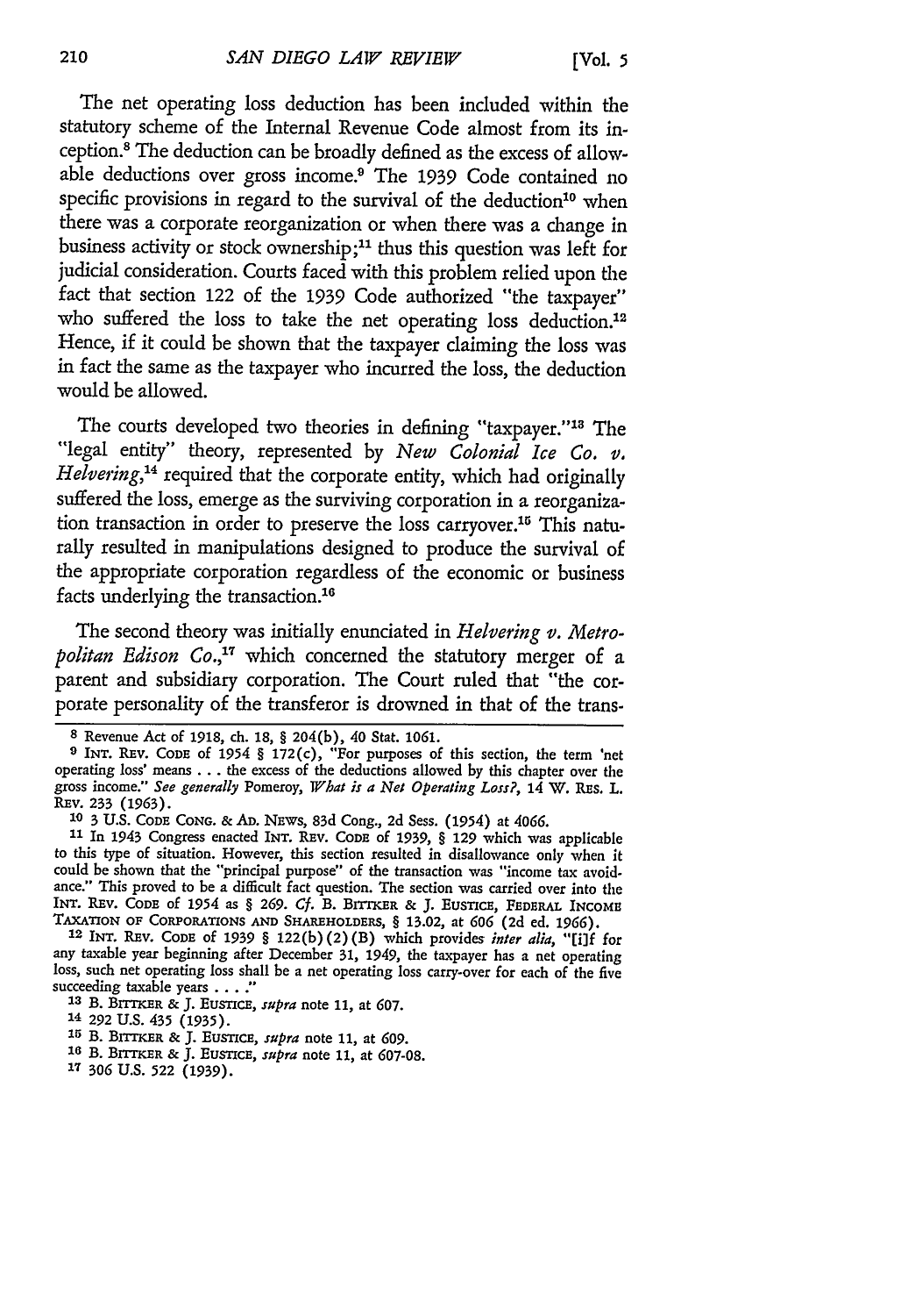The net operating loss deduction has been included within the statutory scheme of the Internal Revenue Code almost from its inception.[8] The deduction can be broadly defined as the excess of allowable deductions over gross income.[9] The 1939 Code contained no specific provisions in regard to the survival of the deduction[10] when there was a corporate reorganization or when there was a change in business activity or stock ownership;[11] thus this question was left for judicial consideration. Courts faced with this problem relied upon the fact that section 122 of the 1939 Code authorized "the taxpayer" who suffered the loss to take the net operating loss deduction.[12] Hence, if it could be shown that the taxpayer claiming the loss was in fact the same as the taxpayer who incurred the loss, the deduction would be allowed.

The courts developed two theories in defining "taxpayer."[13] The "legal entity" theory, represented by *New Colonial Ice Co. v. Helvering*,[14] required that the corporate entity, which had originally suffered the loss, emerge as the surviving corporation in a reorganization transaction in order to preserve the loss carryover.[15] This naturally resulted in manipulations designed to produce the survival of the appropriate corporation regardless of the economic or business facts underlying the transaction.[16]

The second theory was initially enunciated in *Helvering v. Metropolitan Edison Co.*,[17] which concerned the statutory merger of a parent and subsidiary corporation. The Court ruled that "the corporate personality of the transferor is drowned in that of the trans-

---

[8] Revenue Act of 1918, ch. 18, § 204(b), 40 Stat. 1061.

[9] INT. REV. CODE of 1954 § 172(c), "For purposes of this section, the term 'net operating loss' means . . . the excess of the deductions allowed by this chapter over the gross income." *See generally* Pomeroy, *What is a Net Operating Loss?*, 14 W. RES. L. REV. 233 (1963).

[10] 3 U.S. CODE CONG. & AD. NEWS, 83d Cong., 2d Sess. (1954) at 4066.

[11] In 1943 Congress enacted INT. REV. CODE of 1939, § 129 which was applicable to this type of situation. However, this section resulted in disallowance only when it could be shown that the "principal purpose" of the transaction was "income tax avoidance." This proved to be a difficult fact question. The section was carried over into the INT. REV. CODE of 1954 as § 269. *Cf.* B. BITTKER & J. EUSTICE, FEDERAL INCOME TAXATION OF CORPORATIONS AND SHAREHOLDERS, § 13.02, at 606 (2d ed. 1966).

[12] INT. REV. CODE of 1939 § 122(b)(2)(B) which provides *inter alia*, "[i]f for any taxable year beginning after December 31, 1949, the taxpayer has a net operating loss, such net operating loss shall be a net operating loss carry-over for each of the five succeeding taxable years . . . ."

[13] B. BITTKER & J. EUSTICE, *supra* note 11, at 607.

[14] 292 U.S. 435 (1935).

[15] B. BITTKER & J. EUSTICE, *supra* note 11, at 609.

[16] B. BITTKER & J. EUSTICE, *supra* note 11, at 607-08.

[17] 306 U.S. 522 (1939).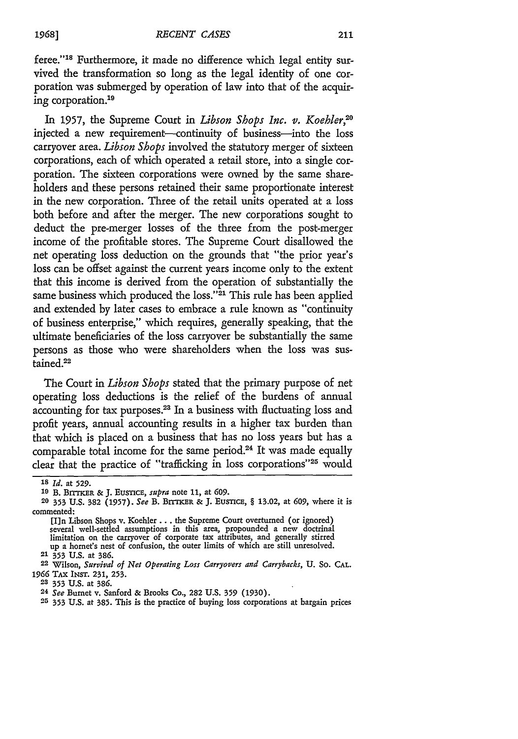feree."[18] Furthermore, it made no difference which legal entity survived the transformation so long as the legal identity of one corporation was submerged by operation of law into that of the acquiring corporation.[19]

In 1957, the Supreme Court in *Libson Shops Inc. v. Koehler*,[20] injected a new requirement—continuity of business—into the loss carryover area. *Libson Shops* involved the statutory merger of sixteen corporations, each of which operated a retail store, into a single corporation. The sixteen corporations were owned by the same shareholders and these persons retained their same proportionate interest in the new corporation. Three of the retail units operated at a loss both before and after the merger. The new corporations sought to deduct the pre-merger losses of the three from the post-merger income of the profitable stores. The Supreme Court disallowed the net operating loss deduction on the grounds that "the prior year's loss can be offset against the current years income only to the extent that this income is derived from the operation of substantially the same business which produced the loss."[21] This rule has been applied and extended by later cases to embrace a rule known as "continuity of business enterprise," which requires, generally speaking, that the ultimate beneficiaries of the loss carryover be substantially the same persons as those who were shareholders when the loss was sustained.[22]

The Court in *Libson Shops* stated that the primary purpose of net operating loss deductions is the relief of the burdens of annual accounting for tax purposes.[23] In a business with fluctuating loss and profit years, annual accounting results in a higher tax burden than that which is placed on a business that has no loss years but has a comparable total income for the same period.[24] It was made equally clear that the practice of "trafficking in loss corporations"[25] would

---

[18] *Id.* at 529.

[19] B. BITTKER & J. EUSTICE, *supra* note 11, at 609.

[20] 353 U.S. 382 (1957). *See* B. BITTKER & J. EUSTICE, § 13.02, at 609, where it is commented:

> [I]n Libson Shops v. Koehler . . . the Supreme Court overturned (or ignored) several well-settled assumptions in this area, propounded a new doctrinal limitation on the carryover of corporate tax attributes, and generally stirred up a hornet's nest of confusion, the outer limits of which are still unresolved.

[21] 353 U.S. at 386.

[22] Wilson, *Survival of Net Operating Loss Carryovers and Carrybacks*, U. SO. CAL. 1966 TAX INST. 231, 253.

[23] 353 U.S. at 386.

[24] *See* Burnet v. Sanford & Brooks Co., 282 U.S. 359 (1930).

[25] 353 U.S. at 385. This is the practice of buying loss corporations at bargain prices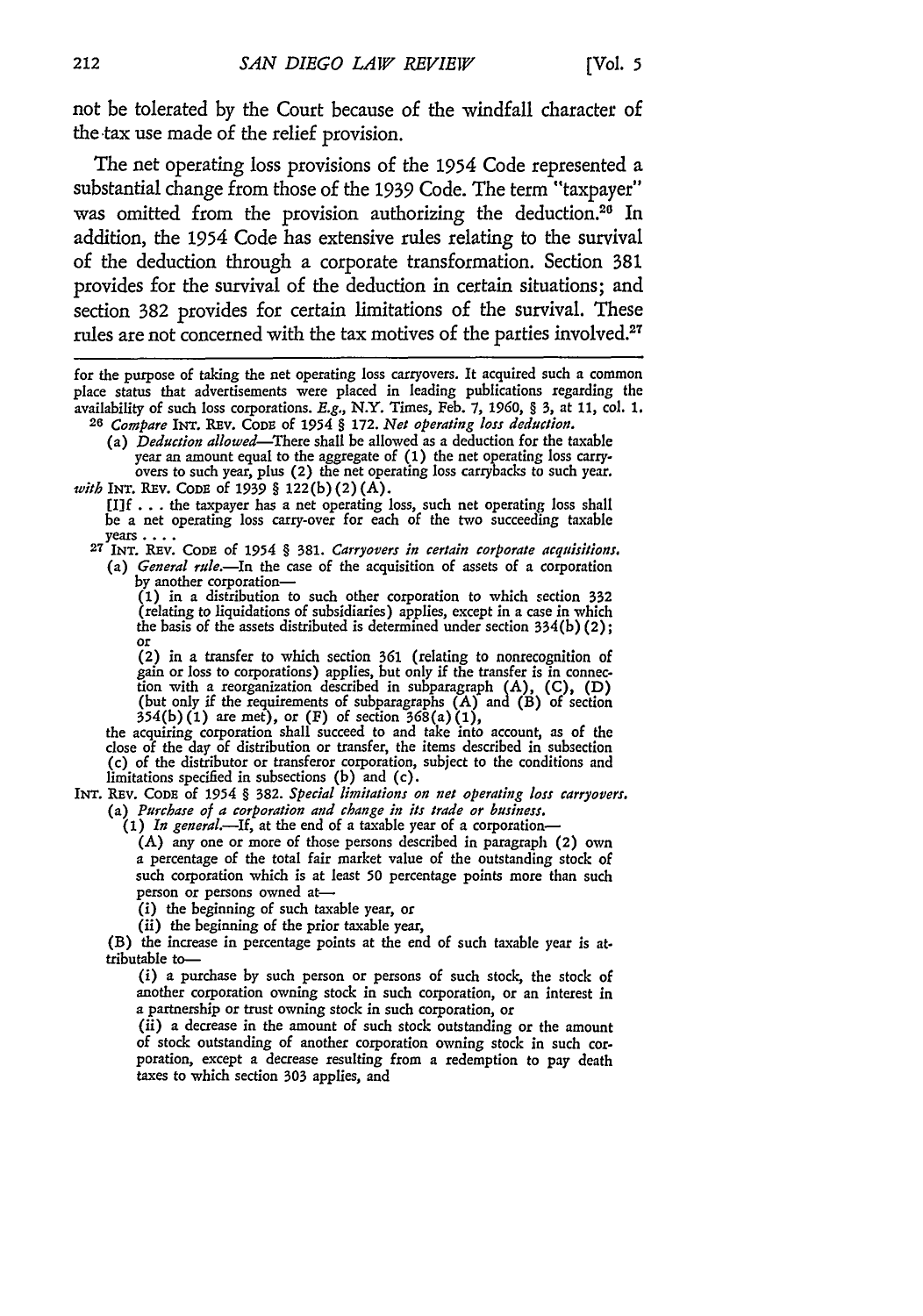not be tolerated by the Court because of the windfall character of the tax use made of the relief provision.

The net operating loss provisions of the 1954 Code represented a substantial change from those of the 1939 Code. The term "taxpayer" was omitted from the provision authorizing the deduction.[26] In addition, the 1954 Code has extensive rules relating to the survival of the deduction through a corporate transformation. Section 381 provides for the survival of the deduction in certain situations; and section 382 provides for certain limitations of the survival. These rules are not concerned with the tax motives of the parties involved.[27]

---

for the purpose of taking the net operating loss carryovers. It acquired such a common place status that advertisements were placed in leading publications regarding the availability of such loss corporations. *E.g.*, N.Y. Times, Feb. 7, 1960, § 3, at 11, col. 1.

[26] *Compare* INT. REV. CODE of 1954 § 172. *Net operating loss deduction.*

(a) *Deduction allowed*—There shall be allowed as a deduction for the taxable year an amount equal to the aggregate of (1) the net operating loss carryovers to such year, plus (2) the net operating loss carrybacks to such year.

*with* INT. REV. CODE of 1939 § 122(b)(2)(A).

[I]f . . . the taxpayer has a net operating loss, such net operating loss shall be a net operating loss carry-over for each of the two succeeding taxable years . . . .

[27] INT. REV. CODE of 1954 § 381. *Carryovers in certain corporate acquisitions.*

(a) *General rule.*—In the case of the acquisition of assets of a corporation by another corporation—

(1) in a distribution to such other corporation to which section 332 (relating to liquidations of subsidiaries) applies, except in a case in which the basis of the assets distributed is determined under section 334(b)(2); or

(2) in a transfer to which section 361 (relating to nonrecognition of gain or loss to corporations) applies, but only if the transfer is in connection with a reorganization described in subparagraph (A), (C), (D) (but only if the requirements of subparagraphs (A) and (B) of section 354(b)(1) are met), or (F) of section 368(a)(1),

the acquiring corporation shall succeed to and take into account, as of the close of the day of distribution or transfer, the items described in subsection (c) of the distributor or transferor corporation, subject to the conditions and limitations specified in subsections (b) and (c).

INT. REV. CODE of 1954 § 382. *Special limitations on net operating loss carryovers.*

(a) *Purchase of a corporation and change in its trade or business.*

(1) *In general.*—If, at the end of a taxable year of a corporation—

(A) any one or more of those persons described in paragraph (2) own a percentage of the total fair market value of the outstanding stock of such corporation which is at least 50 percentage points more than such person or persons owned at—

(i) the beginning of such taxable year, or

(ii) the beginning of the prior taxable year,

(B) the increase in percentage points at the end of such taxable year is attributable to—

(i) a purchase by such person or persons of such stock, the stock of another corporation owning stock in such corporation, or an interest in a partnership or trust owning stock in such corporation, or

(ii) a decrease in the amount of such stock outstanding or the amount of stock outstanding of another corporation owning stock in such corporation, except a decrease resulting from a redemption to pay death taxes to which section 303 applies, and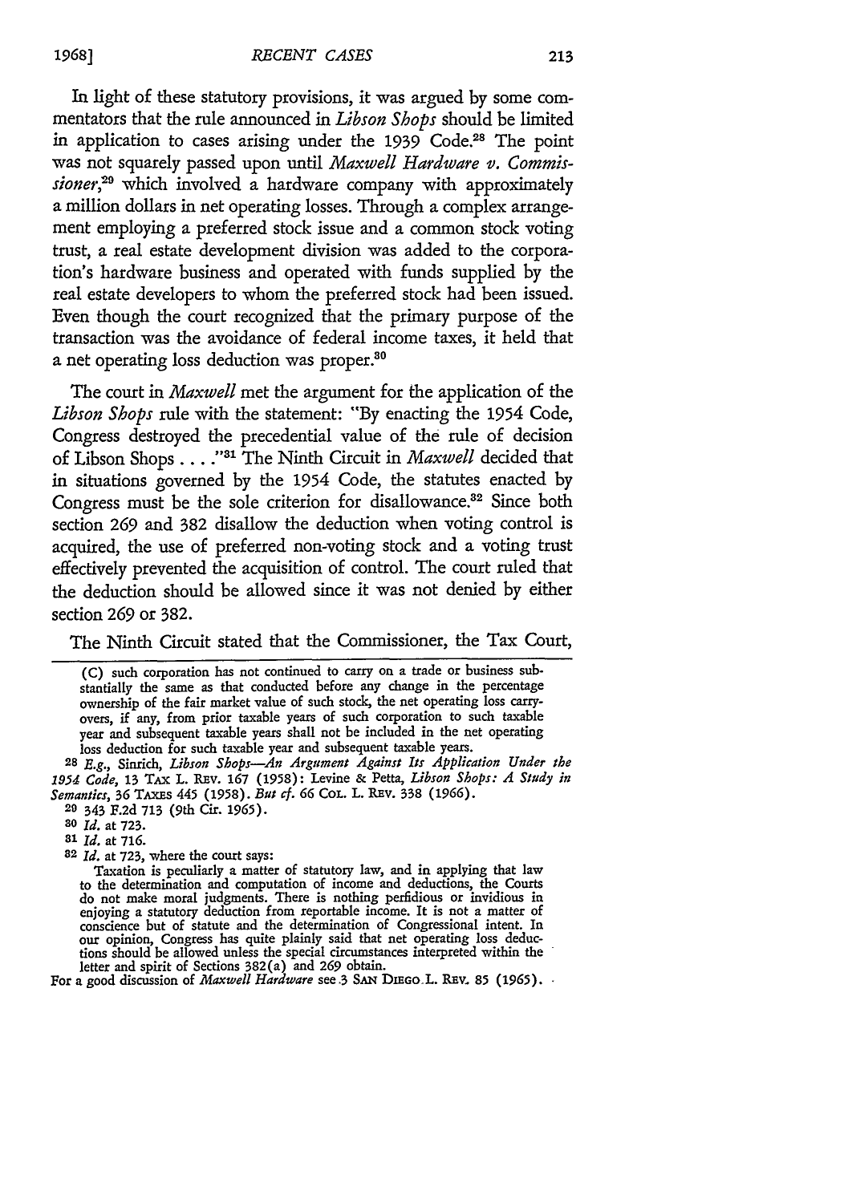In light of these statutory provisions, it was argued by some commentators that the rule announced in *Libson Shops* should be limited in application to cases arising under the 1939 Code.[28] The point was not squarely passed upon until *Maxwell Hardware v. Commissioner*,[29] which involved a hardware company with approximately a million dollars in net operating losses. Through a complex arrangement employing a preferred stock issue and a common stock voting trust, a real estate development division was added to the corporation's hardware business and operated with funds supplied by the real estate developers to whom the preferred stock had been issued. Even though the court recognized that the primary purpose of the transaction was the avoidance of federal income taxes, it held that a net operating loss deduction was proper.[30]

The court in *Maxwell* met the argument for the application of the *Libson Shops* rule with the statement: "By enacting the 1954 Code, Congress destroyed the precedential value of the rule of decision of Libson Shops . . . ."[31] The Ninth Circuit in *Maxwell* decided that in situations governed by the 1954 Code, the statutes enacted by Congress must be the sole criterion for disallowance.[32] Since both section 269 and 382 disallow the deduction when voting control is acquired, the use of preferred non-voting stock and a voting trust effectively prevented the acquisition of control. The court ruled that the deduction should be allowed since it was not denied by either section 269 or 382.

The Ninth Circuit stated that the Commissioner, the Tax Court,

---

(C) such corporation has not continued to carry on a trade or business substantially the same as that conducted before any change in the percentage ownership of the fair market value of such stock, the net operating loss carryovers, if any, from prior taxable years of such corporation to such taxable year and subsequent taxable years shall not be included in the net operating loss deduction for such taxable year and subsequent taxable years.

[28] *E.g.*, Sinrich, *Libson Shops—An Argument Against Its Application Under the 1954 Code*, 13 TAX L. REV. 167 (1958): Levine & Petta, *Libson Shops: A Study in Semantics*, 36 TAXES 445 (1958). *But cf.* 66 COL. L. REV. 338 (1966).

[29] 343 F.2d 713 (9th Cir. 1965).

[30] *Id.* at 723.

[31] *Id.* at 716.

[32] *Id.* at 723, where the court says:

> Taxation is peculiarly a matter of statutory law, and in applying that law to the determination and computation of income and deductions, the Courts do not make moral judgments. There is nothing perfidious or invidious in enjoying a statutory deduction from reportable income. It is not a matter of conscience but of statute and the determination of Congressional intent. In our opinion, Congress has quite plainly said that net operating loss deductions should be allowed unless the special circumstances interpreted within the letter and spirit of Sections 382(a) and 269 obtain.

For a good discussion of *Maxwell Hardware* see 3 SAN DIEGO L. REV. 85 (1965).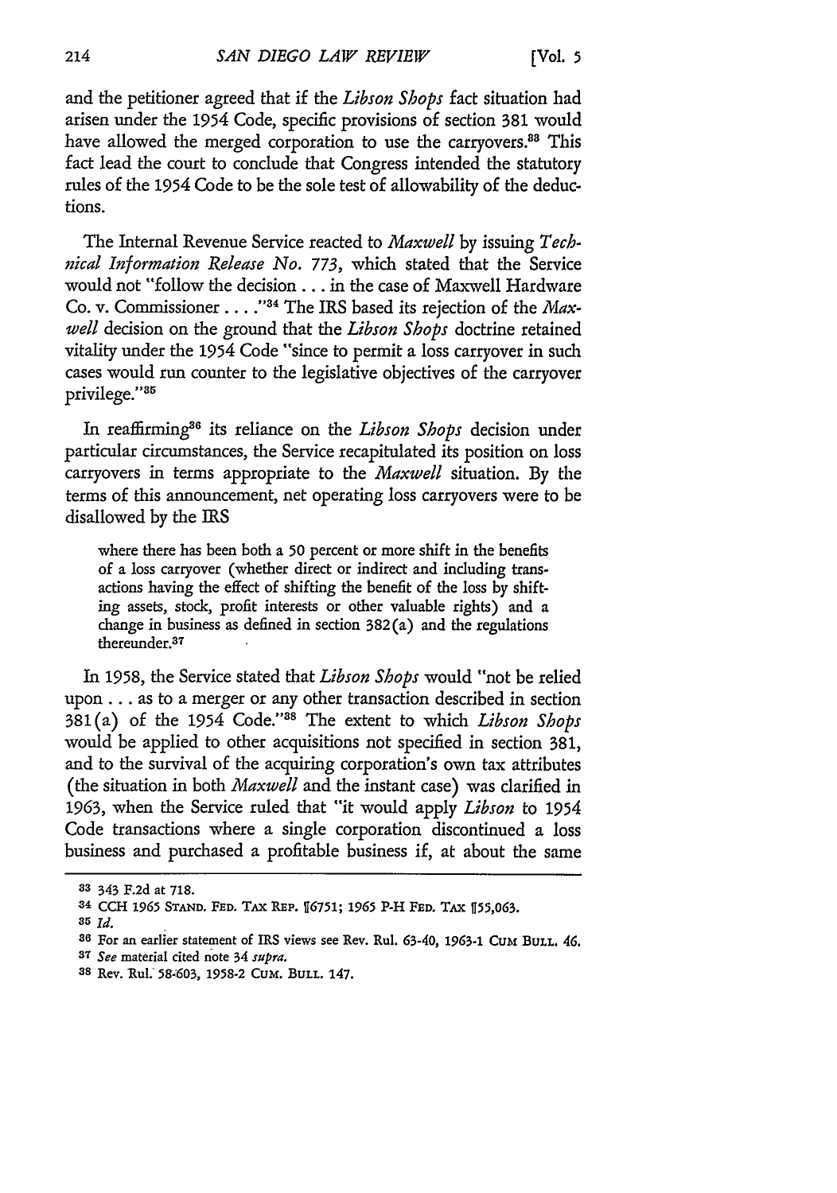and the petitioner agreed that if the *Libson Shops* fact situation had arisen under the 1954 Code, specific provisions of section 381 would have allowed the merged corporation to use the carryovers.[33] This fact lead the court to conclude that Congress intended the statutory rules of the 1954 Code to be the sole test of allowability of the deductions.

The Internal Revenue Service reacted to *Maxwell* by issuing *Technical Information Release No. 773*, which stated that the Service would not "follow the decision . . . in the case of Maxwell Hardware Co. v. Commissioner . . . ."[34] The IRS based its rejection of the *Maxwell* decision on the ground that the *Libson Shops* doctrine retained vitality under the 1954 Code "since to permit a loss carryover in such cases would run counter to the legislative objectives of the carryover privilege."[35]

In reaffirming[36] its reliance on the *Libson Shops* decision under particular circumstances, the Service recapitulated its position on loss carryovers in terms appropriate to the *Maxwell* situation. By the terms of this announcement, net operating loss carryovers were to be disallowed by the IRS

> where there has been both a 50 percent or more shift in the benefits of a loss carryover (whether direct or indirect and including transactions having the effect of shifting the benefit of the loss by shifting assets, stock, profit interests or other valuable rights) and a change in business as defined in section 382(a) and the regulations thereunder.[37]

In 1958, the Service stated that *Libson Shops* would "not be relied upon . . . as to a merger or any other transaction described in section 381(a) of the 1954 Code."[38] The extent to which *Libson Shops* would be applied to other acquisitions not specified in section 381, and to the survival of the acquiring corporation's own tax attributes (the situation in both *Maxwell* and the instant case) was clarified in 1963, when the Service ruled that "it would apply *Libson* to 1954 Code transactions where a single corporation discontinued a loss business and purchased a profitable business if, at about the same

---

[33] 343 F.2d at 718.

[34] CCH 1965 STAND. FED. TAX REP. ¶6751; 1965 P-H FED. TAX ¶55,063.

[35] *Id.*

[36] For an earlier statement of IRS views see Rev. Rul. 63-40, 1963-1 CUM BULL. 46.

[37] *See* material cited note 34 *supra*.

[38] Rev. Rul. 58-603, 1958-2 CUM. BULL. 147.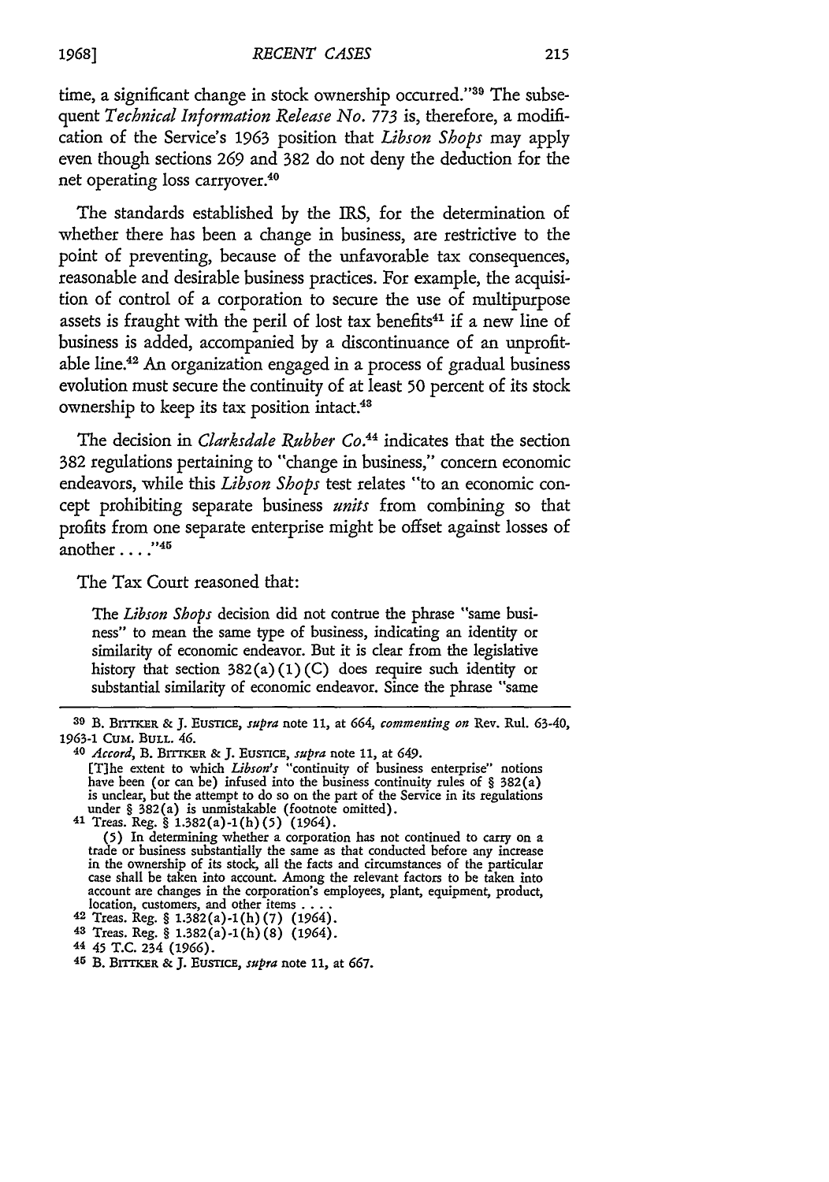time, a significant change in stock ownership occurred."[39] The subsequent *Technical Information Release No. 773* is, therefore, a modification of the Service's 1963 position that *Libson Shops* may apply even though sections 269 and 382 do not deny the deduction for the net operating loss carryover.[40]

The standards established by the IRS, for the determination of whether there has been a change in business, are restrictive to the point of preventing, because of the unfavorable tax consequences, reasonable and desirable business practices. For example, the acquisition of control of a corporation to secure the use of multipurpose assets is fraught with the peril of lost tax benefits[41] if a new line of business is added, accompanied by a discontinuance of an unprofitable line.[42] An organization engaged in a process of gradual business evolution must secure the continuity of at least 50 percent of its stock ownership to keep its tax position intact.[43]

The decision in *Clarksdale Rubber Co.*[44] indicates that the section 382 regulations pertaining to "change in business," concern economic endeavors, while this *Libson Shops* test relates "to an economic concept prohibiting separate business *units* from combining so that profits from one separate enterprise might be offset against losses of another . . . ."[45]

The Tax Court reasoned that:

> The *Libson Shops* decision did not construe the phrase "same business" to mean the same type of business, indicating an identity or similarity of economic endeavor. But it is clear from the legislative history that section 382(a)(1)(C) does require such identity or substantial similarity of economic endeavor. Since the phrase "same

---

[39] B. BITTKER & J. EUSTICE, *supra* note 11, at 664, *commenting on* Rev. Rul. 63-40, 1963-1 CUM. BULL. 46.

[40] *Accord*, B. BITTKER & J. EUSTICE, *supra* note 11, at 649.

> [T]he extent to which *Libson's* "continuity of business enterprise" notions have been (or can be) infused into the business continuity rules of § 382(a) is unclear, but the attempt to do so on the part of the Service in its regulations under § 382(a) is unmistakable (footnote omitted).

[41] Treas. Reg. § 1.382(a)-1(h)(5) (1964).

> (5) In determining whether a corporation has not continued to carry on a trade or business substantially the same as that conducted before any increase in the ownership of its stock, all the facts and circumstances of the particular case shall be taken into account. Among the relevant factors to be taken into account are changes in the corporation's employees, plant, equipment, product, location, customers, and other items . . . .

[42] Treas. Reg. § 1.382(a)-1(h)(7) (1964).

[43] Treas. Reg. § 1.382(a)-1(h)(8) (1964).

[44] 45 T.C. 234 (1966).

[45] B. BITTKER & J. EUSTICE, *supra* note 11, at 667.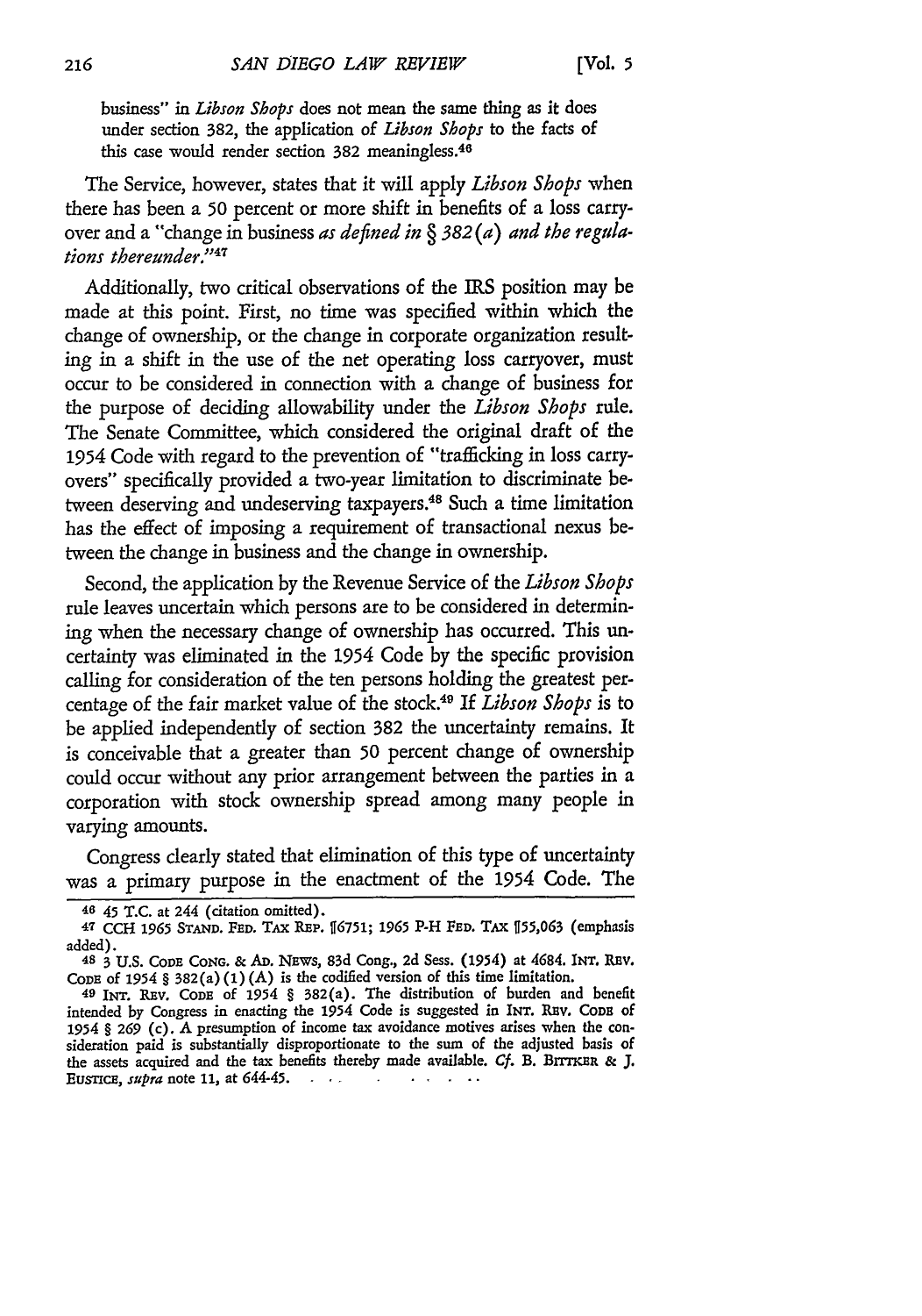business" in *Libson Shops* does not mean the same thing as it does under section 382, the application of *Libson Shops* to the facts of this case would render section 382 meaningless.[46]

The Service, however, states that it will apply *Libson Shops* when there has been a 50 percent or more shift in benefits of a loss carryover and a "change in business *as defined in § 382(a) and the regulations thereunder*."[47]

Additionally, two critical observations of the IRS position may be made at this point. First, no time was specified within which the change of ownership, or the change in corporate organization resulting in a shift in the use of the net operating loss carryover, must occur to be considered in connection with a change of business for the purpose of deciding allowability under the *Libson Shops* rule. The Senate Committee, which considered the original draft of the 1954 Code with regard to the prevention of "trafficking in loss carryovers" specifically provided a two-year limitation to discriminate between deserving and undeserving taxpayers.[48] Such a time limitation has the effect of imposing a requirement of transactional nexus between the change in business and the change in ownership.

Second, the application by the Revenue Service of the *Libson Shops* rule leaves uncertain which persons are to be considered in determining when the necessary change of ownership has occurred. This uncertainty was eliminated in the 1954 Code by the specific provision calling for consideration of the ten persons holding the greatest percentage of the fair market value of the stock.[49] If *Libson Shops* is to be applied independently of section 382 the uncertainty remains. It is conceivable that a greater than 50 percent change of ownership could occur without any prior arrangement between the parties in a corporation with stock ownership spread among many people in varying amounts.

Congress clearly stated that elimination of this type of uncertainty was a primary purpose in the enactment of the 1954 Code. The

---

[46] 45 T.C. at 244 (citation omitted).

[47] CCH 1965 STAND. FED. TAX REP. ¶6751; 1965 P-H FED. TAX ¶55,063 (emphasis added).

[48] 3 U.S. CODE CONG. & AD. NEWS, 83d Cong., 2d Sess. (1954) at 4684. INT. REV. CODE of 1954 § 382(a)(1)(A) is the codified version of this time limitation.

[49] INT. REV. CODE of 1954 § 382(a). The distribution of burden and benefit intended by Congress in enacting the 1954 Code is suggested in INT. REV. CODE of 1954 § 269 (c). A presumption of income tax avoidance motives arises when the consideration paid is substantially disproportionate to the sum of the adjusted basis of the assets acquired and the tax benefits thereby made available. *Cf.* B. BITTKER & J. EUSTICE, *supra* note 11, at 644-45. . . . . . . . .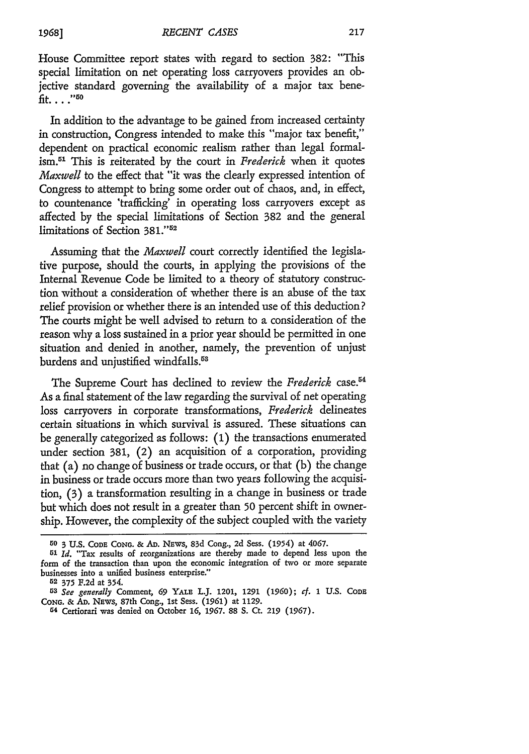House Committee report states with regard to section 382: "This special limitation on net operating loss carryovers provides an objective standard governing the availability of a major tax benefit. . . ."[50]

In addition to the advantage to be gained from increased certainty in construction, Congress intended to make this "major tax benefit," dependent on practical economic realism rather than legal formalism.[51] This is reiterated by the court in *Frederick* when it quotes *Maxwell* to the effect that "it was the clearly expressed intention of Congress to attempt to bring some order out of chaos, and, in effect, to countenance 'trafficking' in operating loss carryovers except as affected by the special limitations of Section 382 and the general limitations of Section 381."[52]

Assuming that the *Maxwell* court correctly identified the legislative purpose, should the courts, in applying the provisions of the Internal Revenue Code be limited to a theory of statutory construction without a consideration of whether there is an abuse of the tax relief provision or whether there is an intended use of this deduction? The courts might be well advised to return to a consideration of the reason why a loss sustained in a prior year should be permitted in one situation and denied in another, namely, the prevention of unjust burdens and unjustified windfalls.[53]

The Supreme Court has declined to review the *Frederick* case.[54] As a final statement of the law regarding the survival of net operating loss carryovers in corporate transformations, *Frederick* delineates certain situations in which survival is assured. These situations can be generally categorized as follows: (1) the transactions enumerated under section 381, (2) an acquisition of a corporation, providing that (a) no change of business or trade occurs, or that (b) the change in business or trade occurs more than two years following the acquisition, (3) a transformation resulting in a change in business or trade but which does not result in a greater than 50 percent shift in ownership. However, the complexity of the subject coupled with the variety

---

[50] 3 U.S. CODE CONG. & AD. NEWS, 83d Cong., 2d Sess. (1954) at 4067.

[51] *Id.* "Tax results of reorganizations are thereby made to depend less upon the form of the transaction than upon the economic integration of two or more separate businesses into a unified business enterprise."

[52] 375 F.2d at 354.

[53] *See generally* Comment, 69 YALE L.J. 1201, 1291 (1960); *cf.* 1 U.S. CODE CONG. & AD. NEWS, 87th Cong., 1st Sess. (1961) at 1129.

[54] Certiorari was denied on October 16, 1967. 88 S. Ct. 219 (1967).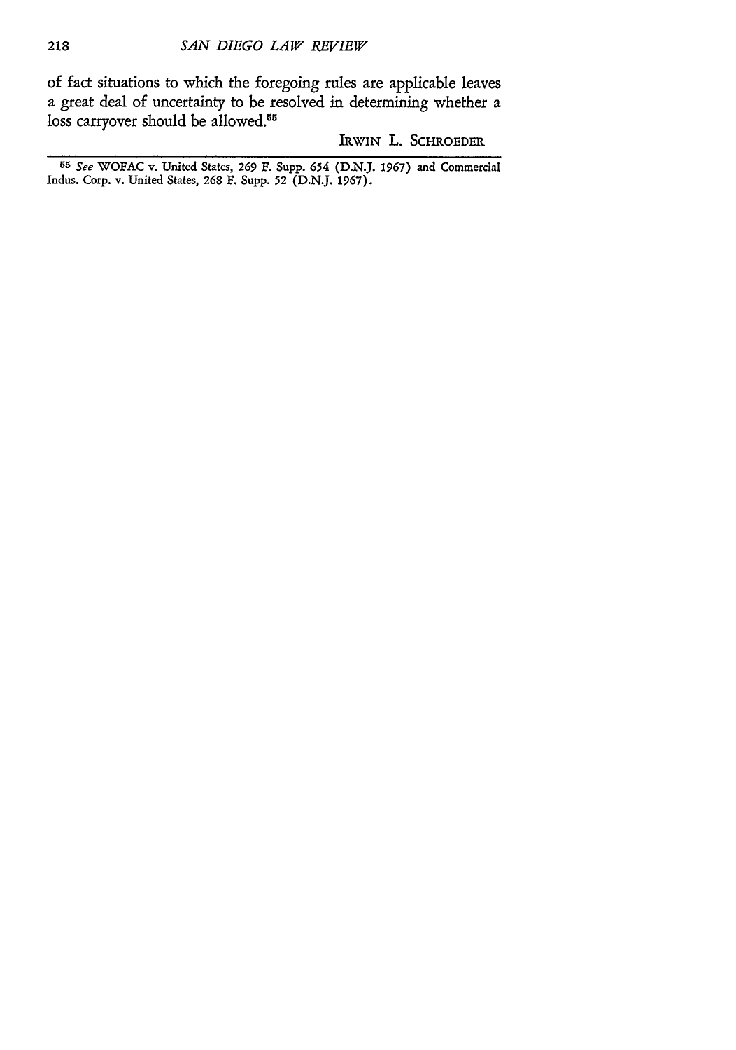of fact situations to which the foregoing rules are applicable leaves a great deal of uncertainty to be resolved in determining whether a loss carryover should be allowed.[55]

IRWIN L. SCHROEDER

---

[55] *See* WOFAC v. United States, 269 F. Supp. 654 (D.N.J. 1967) and Commercial Indus. Corp. v. United States, 268 F. Supp. 52 (D.N.J. 1967).